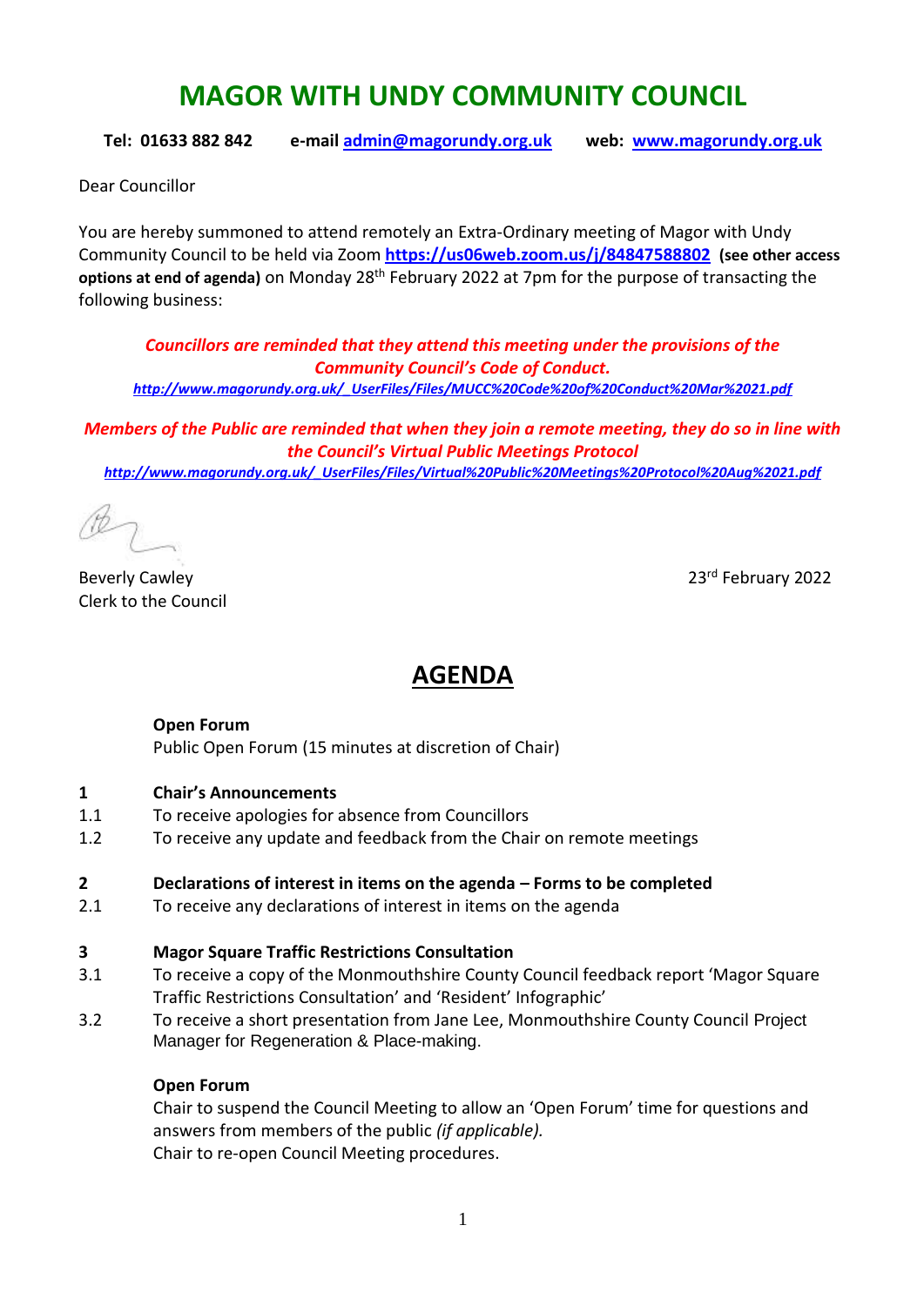# MAGOR WITH UNDY COMMUNITY COUNCIL

**Tel: 01633 882 842** **e-mail [admin@magorundy.org.uk](mailto:admin@magorundy.org.uk)** **web: [www.magorundy.org.uk](http://www.magorundy.org.uk)**

Dear Councillor

You are hereby summoned to attend remotely an Extra-Ordinary meeting of Magor with Undy Community Council to be held via Zoom **https://us06web.zoom.us/j/84847588802** **(see other access options at end of agenda)** on Monday 28th February 2022 at 7pm for the purpose of transacting the following business:

***Councillors are reminded that they attend this meeting under the provisions of the Community Council's Code of Conduct.***
***http://www.magorundy.org.uk/_UserFiles/Files/MUCC%20Code%20of%20Conduct%20Mar%2021.pdf***

***Members of the Public are reminded that when they join a remote meeting, they do so in line with the Council's Virtual Public Meetings Protocol***
***http://www.magorundy.org.uk/_UserFiles/Files/Virtual%20Public%20Meetings%20Protocol%20Aug%2021.pdf***

Beverly Cawley
Clerk to the Council

23rd February 2022

## AGENDA

**Open Forum**
Public Open Forum (15 minutes at discretion of Chair)

**1 Chair's Announcements**

1.1 To receive apologies for absence from Councillors
1.2 To receive any update and feedback from the Chair on remote meetings

**2 Declarations of interest in items on the agenda – Forms to be completed**

2.1 To receive any declarations of interest in items on the agenda

**3 Magor Square Traffic Restrictions Consultation**

3.1 To receive a copy of the Monmouthshire County Council feedback report 'Magor Square Traffic Restrictions Consultation' and 'Resident' Infographic'
3.2 To receive a short presentation from Jane Lee, Monmouthshire County Council Project Manager for Regeneration & Place-making.

**Open Forum**
Chair to suspend the Council Meeting to allow an 'Open Forum' time for questions and answers from members of the public *(if applicable).*
Chair to re-open Council Meeting procedures.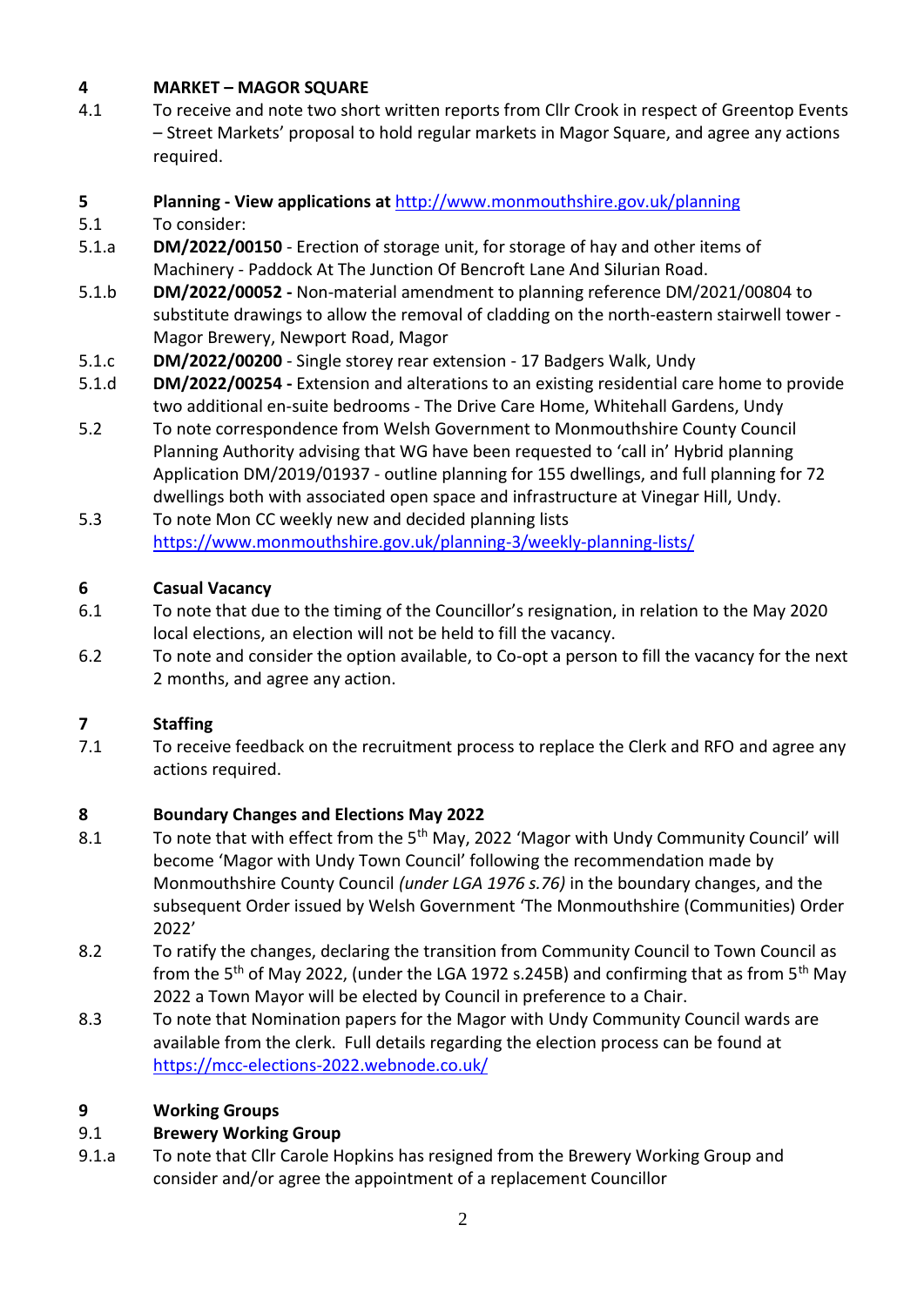**4 MARKET – MAGOR SQUARE**

4.1 To receive and note two short written reports from Cllr Crook in respect of Greentop Events – Street Markets' proposal to hold regular markets in Magor Square, and agree any actions required.

**5 Planning - View applications at** [http://www.monmouthshire.gov.uk/planning](http://www.monmouthshire.gov.uk/planning)

5.1 To consider:

5.1.a **DM/2022/00150** - Erection of storage unit, for storage of hay and other items of Machinery - Paddock At The Junction Of Bencroft Lane And Silurian Road.

5.1.b **DM/2022/00052 -** Non-material amendment to planning reference DM/2021/00804 to substitute drawings to allow the removal of cladding on the north-eastern stairwell tower - Magor Brewery, Newport Road, Magor

5.1.c **DM/2022/00200** - Single storey rear extension - 17 Badgers Walk, Undy

5.1.d **DM/2022/00254 -** Extension and alterations to an existing residential care home to provide two additional en-suite bedrooms - The Drive Care Home, Whitehall Gardens, Undy

5.2 To note correspondence from Welsh Government to Monmouthshire County Council Planning Authority advising that WG have been requested to 'call in' Hybrid planning Application DM/2019/01937 - outline planning for 155 dwellings, and full planning for 72 dwellings both with associated open space and infrastructure at Vinegar Hill, Undy.

5.3 To note Mon CC weekly new and decided planning lists [https://www.monmouthshire.gov.uk/planning-3/weekly-planning-lists/](https://www.monmouthshire.gov.uk/planning-3/weekly-planning-lists/)

**6 Casual Vacancy**

6.1 To note that due to the timing of the Councillor's resignation, in relation to the May 2020 local elections, an election will not be held to fill the vacancy.

6.2 To note and consider the option available, to Co-opt a person to fill the vacancy for the next 2 months, and agree any action.

**7 Staffing**

7.1 To receive feedback on the recruitment process to replace the Clerk and RFO and agree any actions required.

**8 Boundary Changes and Elections May 2022**

8.1 To note that with effect from the 5th May, 2022 'Magor with Undy Community Council' will become 'Magor with Undy Town Council' following the recommendation made by Monmouthshire County Council *(under LGA 1976 s.76)* in the boundary changes, and the subsequent Order issued by Welsh Government 'The Monmouthshire (Communities) Order 2022'

8.2 To ratify the changes, declaring the transition from Community Council to Town Council as from the 5th of May 2022, (under the LGA 1972 s.245B) and confirming that as from 5th May 2022 a Town Mayor will be elected by Council in preference to a Chair.

8.3 To note that Nomination papers for the Magor with Undy Community Council wards are available from the clerk. Full details regarding the election process can be found at [https://mcc-elections-2022.webnode.co.uk/](https://mcc-elections-2022.webnode.co.uk/)

**9 Working Groups**

**9.1 Brewery Working Group**

9.1.a To note that Cllr Carole Hopkins has resigned from the Brewery Working Group and consider and/or agree the appointment of a replacement Councillor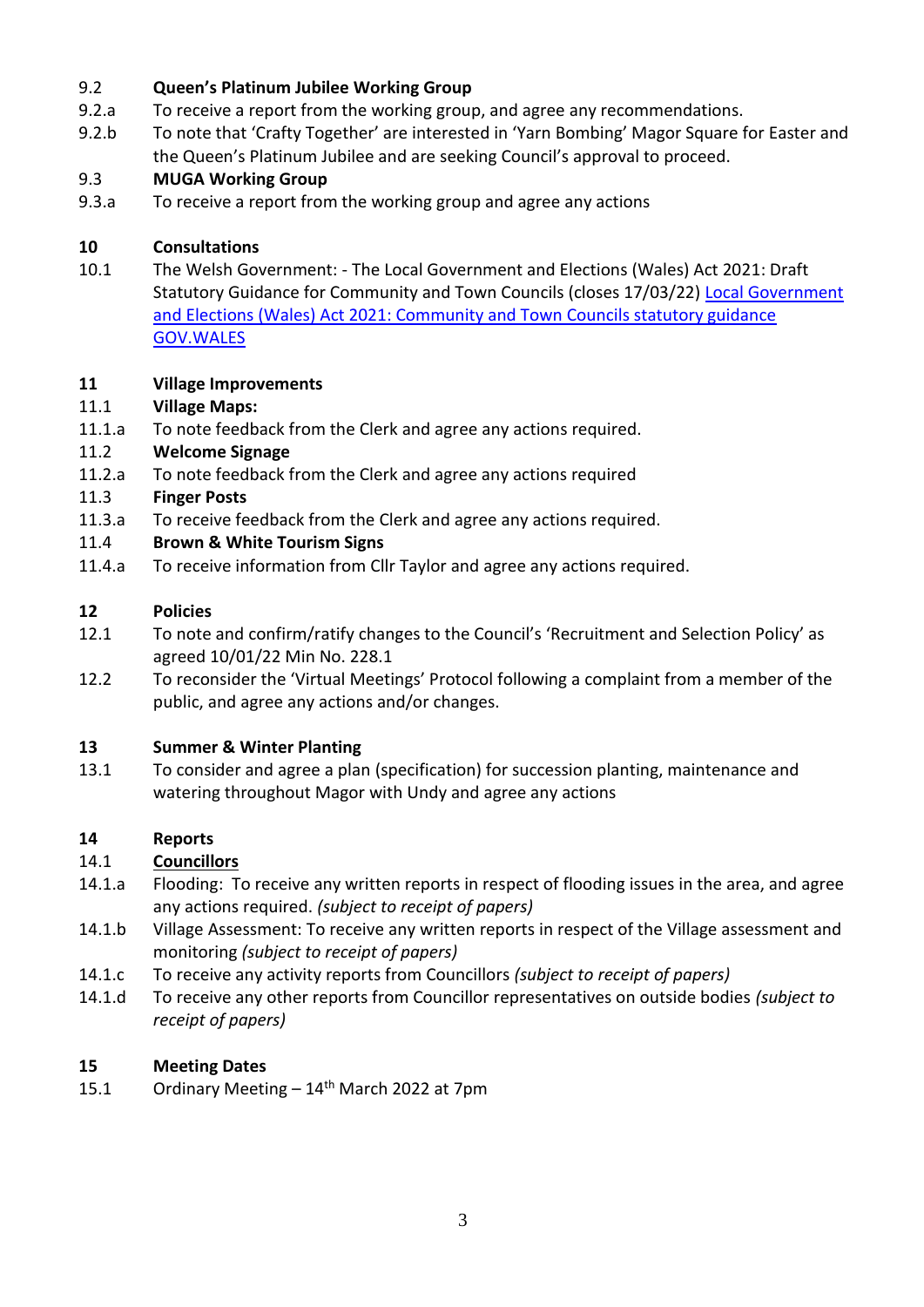9.2 **Queen's Platinum Jubilee Working Group**

9.2.a To receive a report from the working group, and agree any recommendations.

9.2.b To note that 'Crafty Together' are interested in 'Yarn Bombing' Magor Square for Easter and the Queen's Platinum Jubilee and are seeking Council's approval to proceed.

9.3 **MUGA Working Group**

9.3.a To receive a report from the working group and agree any actions

**10 Consultations**

10.1 The Welsh Government: - The Local Government and Elections (Wales) Act 2021: Draft Statutory Guidance for Community and Town Councils (closes 17/03/22) [Local Government and Elections (Wales) Act 2021: Community and Town Councils statutory guidance GOV.WALES]

**11 Village Improvements**

11.1 **Village Maps:**

11.1.a To note feedback from the Clerk and agree any actions required.

11.2 **Welcome Signage**

11.2.a To note feedback from the Clerk and agree any actions required

11.3 **Finger Posts**

11.3.a To receive feedback from the Clerk and agree any actions required.

11.4 **Brown & White Tourism Signs**

11.4.a To receive information from Cllr Taylor and agree any actions required.

**12 Policies**

12.1 To note and confirm/ratify changes to the Council's 'Recruitment and Selection Policy' as agreed 10/01/22 Min No. 228.1

12.2 To reconsider the 'Virtual Meetings' Protocol following a complaint from a member of the public, and agree any actions and/or changes.

**13 Summer & Winter Planting**

13.1 To consider and agree a plan (specification) for succession planting, maintenance and watering throughout Magor with Undy and agree any actions

**14 Reports**

14.1 **Councillors**

14.1.a Flooding: To receive any written reports in respect of flooding issues in the area, and agree any actions required. *(subject to receipt of papers)*

14.1.b Village Assessment: To receive any written reports in respect of the Village assessment and monitoring *(subject to receipt of papers)*

14.1.c To receive any activity reports from Councillors *(subject to receipt of papers)*

14.1.d To receive any other reports from Councillor representatives on outside bodies *(subject to receipt of papers)*

**15 Meeting Dates**

15.1 Ordinary Meeting – 14th March 2022 at 7pm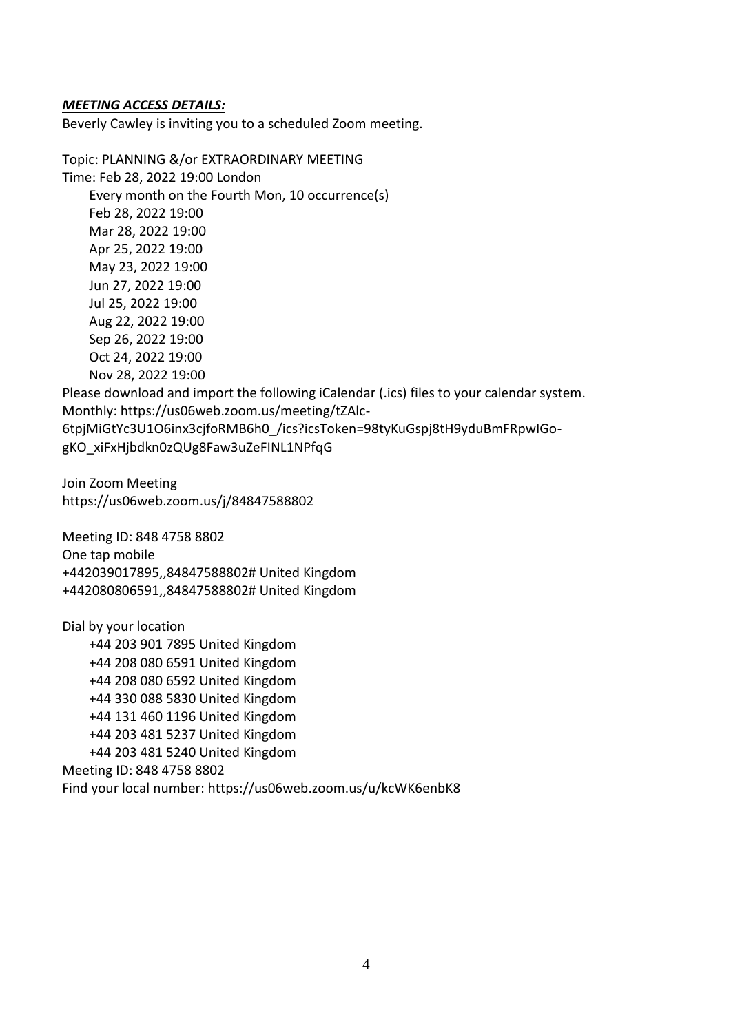***MEETING ACCESS DETAILS:***

Beverly Cawley is inviting you to a scheduled Zoom meeting.

Topic: PLANNING &/or EXTRAORDINARY MEETING

Time: Feb 28, 2022 19:00 London

Every month on the Fourth Mon, 10 occurrence(s)

Feb 28, 2022 19:00
Mar 28, 2022 19:00
Apr 25, 2022 19:00
May 23, 2022 19:00
Jun 27, 2022 19:00
Jul 25, 2022 19:00
Aug 22, 2022 19:00
Sep 26, 2022 19:00
Oct 24, 2022 19:00
Nov 28, 2022 19:00

Please download and import the following iCalendar (.ics) files to your calendar system.

Monthly: https://us06web.zoom.us/meeting/tZAlc-6tpjMiGtYc3U1O6inx3cjfoRMB6h0_/ics?icsToken=98tyKuGspj8tH9yduBmFRpwIGo-gKO_xiFxHjbdkn0zQUg8Faw3uZeFINL1NPfqG

Join Zoom Meeting
https://us06web.zoom.us/j/84847588802

Meeting ID: 848 4758 8802

One tap mobile
+442039017895,,84847588802# United Kingdom
+442080806591,,84847588802# United Kingdom

Dial by your location

+44 203 901 7895 United Kingdom
+44 208 080 6591 United Kingdom
+44 208 080 6592 United Kingdom
+44 330 088 5830 United Kingdom
+44 131 460 1196 United Kingdom
+44 203 481 5237 United Kingdom
+44 203 481 5240 United Kingdom

Meeting ID: 848 4758 8802

Find your local number: https://us06web.zoom.us/u/kcWK6enbK8